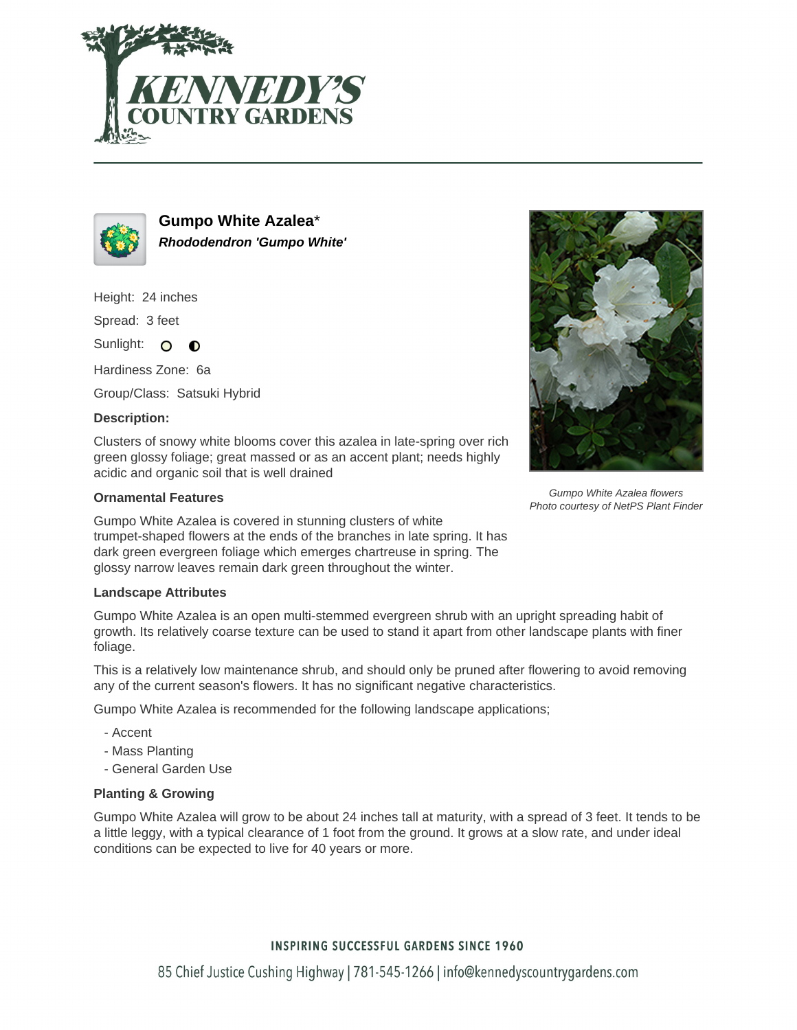# Gumpo White Azalea*

***Rhododendron 'Gumpo White'***

Height: 24 inches

Spread: 3 feet

Sunlight:

Hardiness Zone: 6a

Group/Class: Satsuki Hybrid

**Description:**

Clusters of snowy white blooms cover this azalea in late-spring over rich green glossy foliage; great massed or as an accent plant; needs highly acidic and organic soil that is well drained

*Gumpo White Azalea flowers*
*Photo courtesy of NetPS Plant Finder*

### Ornamental Features

Gumpo White Azalea is covered in stunning clusters of white trumpet-shaped flowers at the ends of the branches in late spring. It has dark green evergreen foliage which emerges chartreuse in spring. The glossy narrow leaves remain dark green throughout the winter.

### Landscape Attributes

Gumpo White Azalea is an open multi-stemmed evergreen shrub with an upright spreading habit of growth. Its relatively coarse texture can be used to stand it apart from other landscape plants with finer foliage.

This is a relatively low maintenance shrub, and should only be pruned after flowering to avoid removing any of the current season's flowers. It has no significant negative characteristics.

Gumpo White Azalea is recommended for the following landscape applications;

- Accent
- Mass Planting
- General Garden Use

### Planting & Growing

Gumpo White Azalea will grow to be about 24 inches tall at maturity, with a spread of 3 feet. It tends to be a little leggy, with a typical clearance of 1 foot from the ground. It grows at a slow rate, and under ideal conditions can be expected to live for 40 years or more.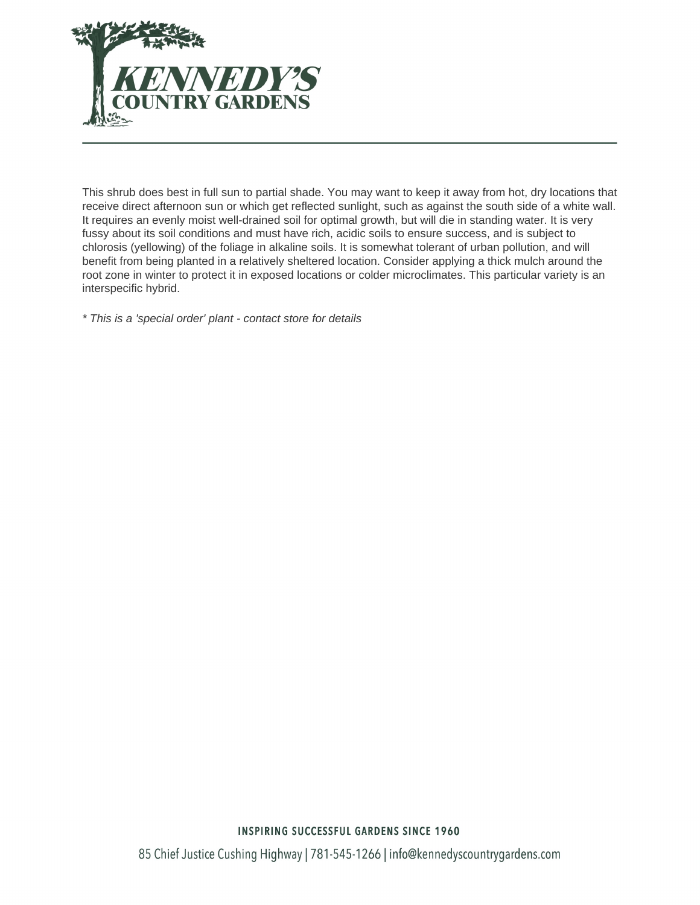This shrub does best in full sun to partial shade. You may want to keep it away from hot, dry locations that receive direct afternoon sun or which get reflected sunlight, such as against the south side of a white wall. It requires an evenly moist well-drained soil for optimal growth, but will die in standing water. It is very fussy about its soil conditions and must have rich, acidic soils to ensure success, and is subject to chlorosis (yellowing) of the foliage in alkaline soils. It is somewhat tolerant of urban pollution, and will benefit from being planted in a relatively sheltered location. Consider applying a thick mulch around the root zone in winter to protect it in exposed locations or colder microclimates. This particular variety is an interspecific hybrid.

*\* This is a 'special order' plant - contact store for details*